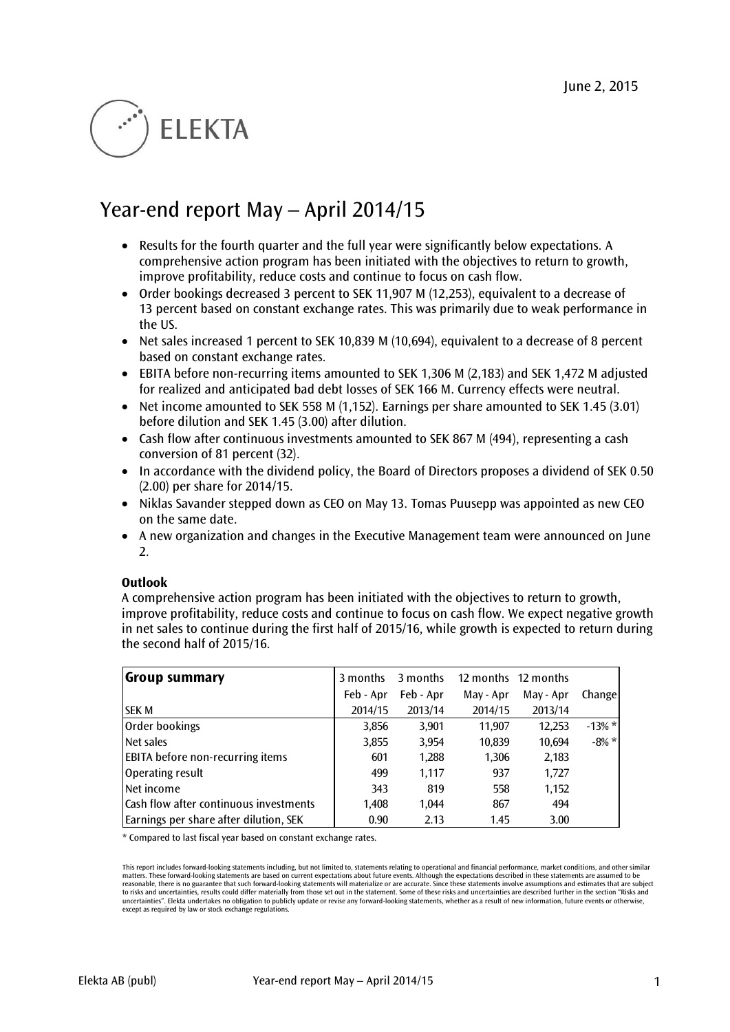June 2, 2015

ELEKTA

# Year-end report May – April 2014/15

- Results for the fourth quarter and the full year were significantly below expectations. A comprehensive action program has been initiated with the objectives to return to growth, improve profitability, reduce costs and continue to focus on cash flow.
- Order bookings decreased 3 percent to SEK 11,907 M (12,253), equivalent to a decrease of 13 percent based on constant exchange rates. This was primarily due to weak performance in the US.
- Net sales increased 1 percent to SEK 10,839 M (10,694), equivalent to a decrease of 8 percent based on constant exchange rates.
- EBITA before non-recurring items amounted to SEK 1,306 M (2,183) and SEK 1,472 M adjusted for realized and anticipated bad debt losses of SEK 166 M. Currency effects were neutral.
- Net income amounted to SEK 558 M (1,152). Earnings per share amounted to SEK 1.45 (3.01) before dilution and SEK 1.45 (3.00) after dilution.
- Cash flow after continuous investments amounted to SEK 867 M (494), representing a cash conversion of 81 percent (32).
- In accordance with the dividend policy, the Board of Directors proposes a dividend of SEK 0.50 (2.00) per share for 2014/15.
- Niklas Savander stepped down as CEO on May 13. Tomas Puusepp was appointed as new CEO on the same date.
- A new organization and changes in the Executive Management team were announced on June 2.

### Outlook

A comprehensive action program has been initiated with the objectives to return to growth, improve profitability, reduce costs and continue to focus on cash flow. We expect negative growth in net sales to continue during the first half of 2015/16, while growth is expected to return during the second half of 2015/16.

| Group summary | 3 months | 3 months | 12 months | 12 months | |
|---|---|---|---|---|---|
| | Feb - Apr | Feb - Apr | May - Apr | May - Apr | Change |
| SEK M | 2014/15 | 2013/14 | 2014/15 | 2013/14 | |
| Order bookings | 3,856 | 3,901 | 11,907 | 12,253 | -13% * |
| Net sales | 3,855 | 3,954 | 10,839 | 10,694 | -8% * |
| EBITA before non-recurring items | 601 | 1,288 | 1,306 | 2,183 | |
| Operating result | 499 | 1,117 | 937 | 1,727 | |
| Net income | 343 | 819 | 558 | 1,152 | |
| Cash flow after continuous investments | 1,408 | 1,044 | 867 | 494 | |
| Earnings per share after dilution, SEK | 0.90 | 2.13 | 1.45 | 3.00 | |

\* Compared to last fiscal year based on constant exchange rates.

This report includes forward-looking statements including, but not limited to, statements relating to operational and financial performance, market conditions, and other similar matters. These forward-looking statements are based on current expectations about future events. Although the expectations described in these statements are assumed to be reasonable, there is no guarantee that such forward-looking statements will materialize or are accurate. Since these statements involve assumptions and estimates that are subject to risks and uncertainties, results could differ materially from those set out in the statement. Some of these risks and uncertainties are described further in the section "Risks and uncertainties". Elekta undertakes no obligation to publicly update or revise any forward-looking statements, whether as a result of new information, future events or otherwise, except as required by law or stock exchange regulations.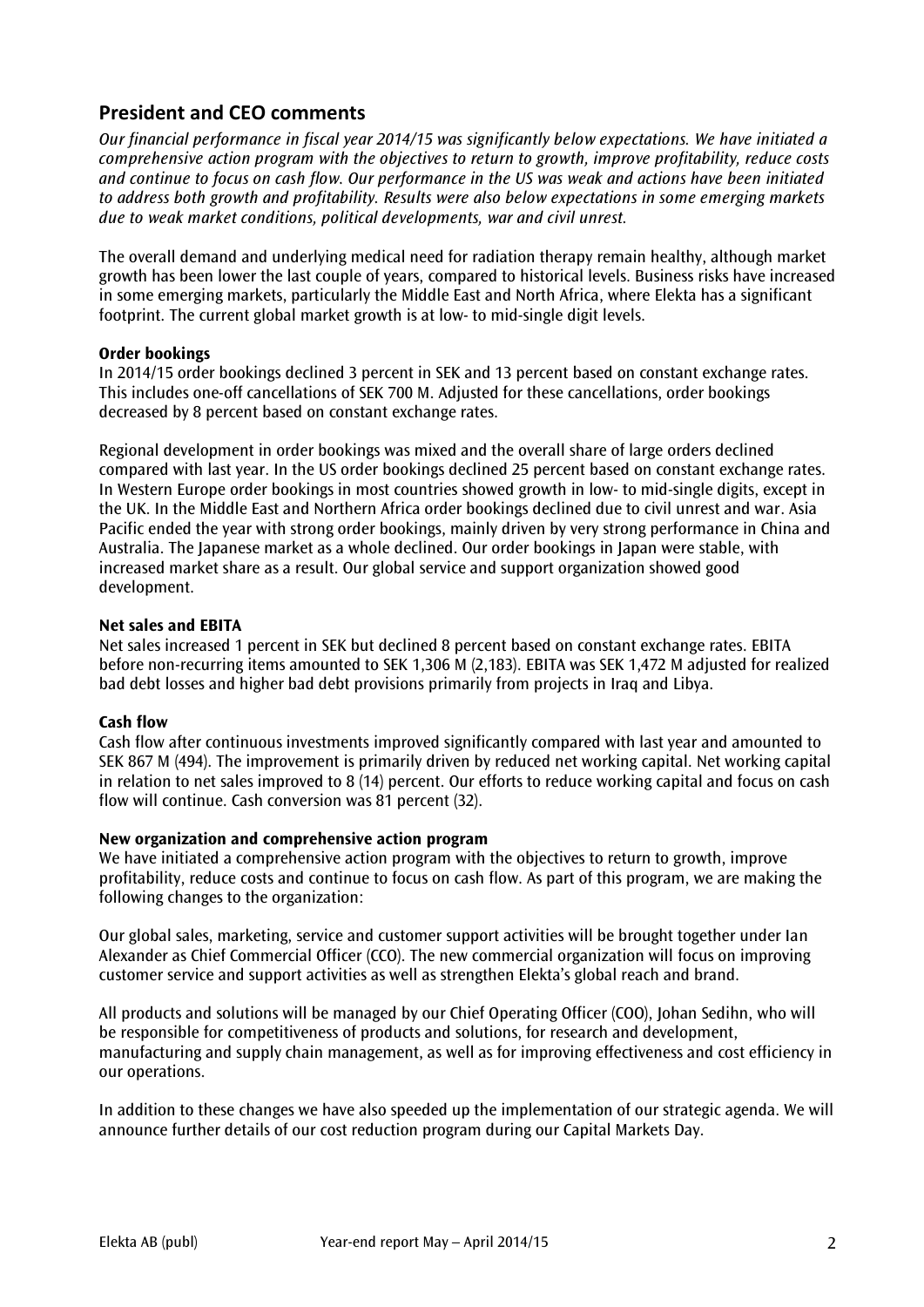## President and CEO comments

*Our financial performance in fiscal year 2014/15 was significantly below expectations. We have initiated a comprehensive action program with the objectives to return to growth, improve profitability, reduce costs and continue to focus on cash flow. Our performance in the US was weak and actions have been initiated to address both growth and profitability. Results were also below expectations in some emerging markets due to weak market conditions, political developments, war and civil unrest.*

The overall demand and underlying medical need for radiation therapy remain healthy, although market growth has been lower the last couple of years, compared to historical levels. Business risks have increased in some emerging markets, particularly the Middle East and North Africa, where Elekta has a significant footprint. The current global market growth is at low- to mid-single digit levels.

**Order bookings**

In 2014/15 order bookings declined 3 percent in SEK and 13 percent based on constant exchange rates. This includes one-off cancellations of SEK 700 M. Adjusted for these cancellations, order bookings decreased by 8 percent based on constant exchange rates.

Regional development in order bookings was mixed and the overall share of large orders declined compared with last year. In the US order bookings declined 25 percent based on constant exchange rates. In Western Europe order bookings in most countries showed growth in low- to mid-single digits, except in the UK. In the Middle East and Northern Africa order bookings declined due to civil unrest and war. Asia Pacific ended the year with strong order bookings, mainly driven by very strong performance in China and Australia. The Japanese market as a whole declined. Our order bookings in Japan were stable, with increased market share as a result. Our global service and support organization showed good development.

**Net sales and EBITA**

Net sales increased 1 percent in SEK but declined 8 percent based on constant exchange rates. EBITA before non-recurring items amounted to SEK 1,306 M (2,183). EBITA was SEK 1,472 M adjusted for realized bad debt losses and higher bad debt provisions primarily from projects in Iraq and Libya.

**Cash flow**

Cash flow after continuous investments improved significantly compared with last year and amounted to SEK 867 M (494). The improvement is primarily driven by reduced net working capital. Net working capital in relation to net sales improved to 8 (14) percent. Our efforts to reduce working capital and focus on cash flow will continue. Cash conversion was 81 percent (32).

**New organization and comprehensive action program**

We have initiated a comprehensive action program with the objectives to return to growth, improve profitability, reduce costs and continue to focus on cash flow. As part of this program, we are making the following changes to the organization:

Our global sales, marketing, service and customer support activities will be brought together under Ian Alexander as Chief Commercial Officer (CCO). The new commercial organization will focus on improving customer service and support activities as well as strengthen Elekta's global reach and brand.

All products and solutions will be managed by our Chief Operating Officer (COO), Johan Sedihn, who will be responsible for competitiveness of products and solutions, for research and development, manufacturing and supply chain management, as well as for improving effectiveness and cost efficiency in our operations.

In addition to these changes we have also speeded up the implementation of our strategic agenda. We will announce further details of our cost reduction program during our Capital Markets Day.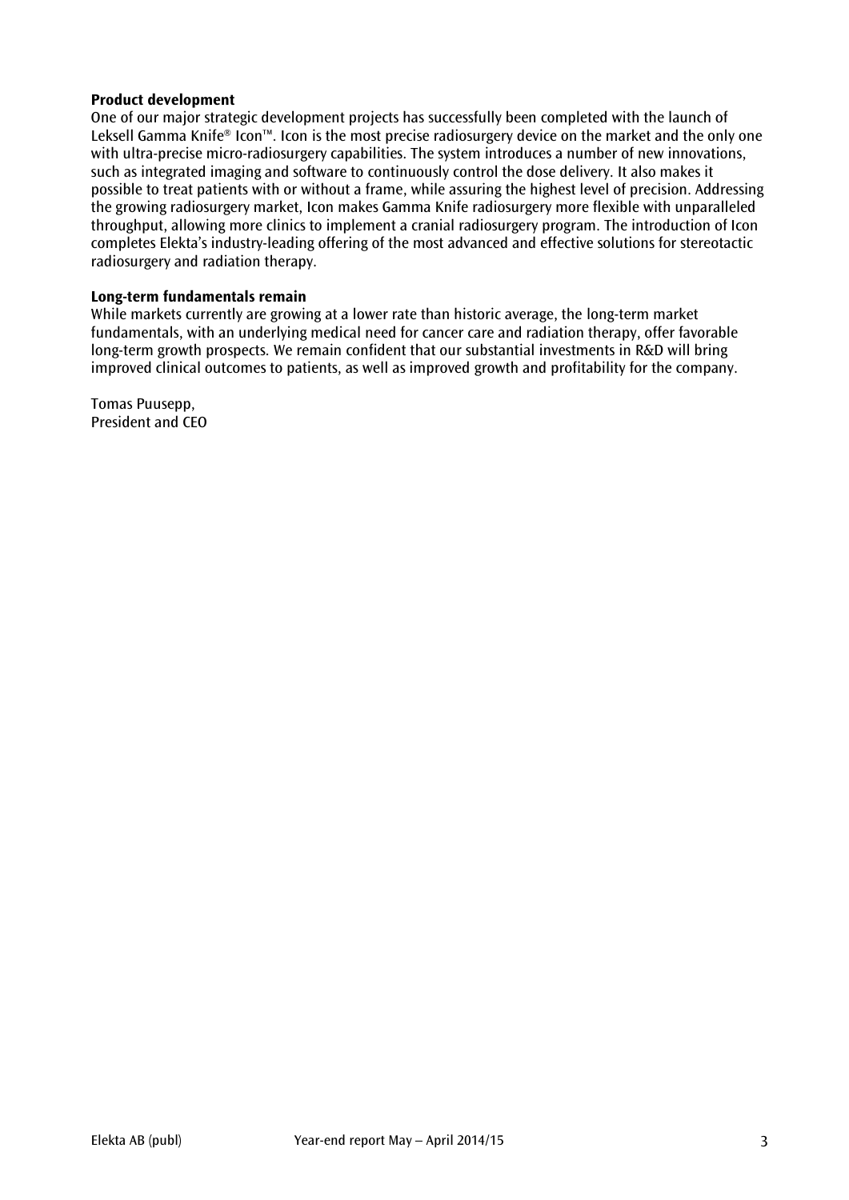**Product development**

One of our major strategic development projects has successfully been completed with the launch of Leksell Gamma Knife® Icon™. Icon is the most precise radiosurgery device on the market and the only one with ultra-precise micro-radiosurgery capabilities. The system introduces a number of new innovations, such as integrated imaging and software to continuously control the dose delivery. It also makes it possible to treat patients with or without a frame, while assuring the highest level of precision. Addressing the growing radiosurgery market, Icon makes Gamma Knife radiosurgery more flexible with unparalleled throughput, allowing more clinics to implement a cranial radiosurgery program. The introduction of Icon completes Elekta's industry-leading offering of the most advanced and effective solutions for stereotactic radiosurgery and radiation therapy.

**Long-term fundamentals remain**

While markets currently are growing at a lower rate than historic average, the long-term market fundamentals, with an underlying medical need for cancer care and radiation therapy, offer favorable long-term growth prospects. We remain confident that our substantial investments in R&D will bring improved clinical outcomes to patients, as well as improved growth and profitability for the company.

Tomas Puusepp,
President and CEO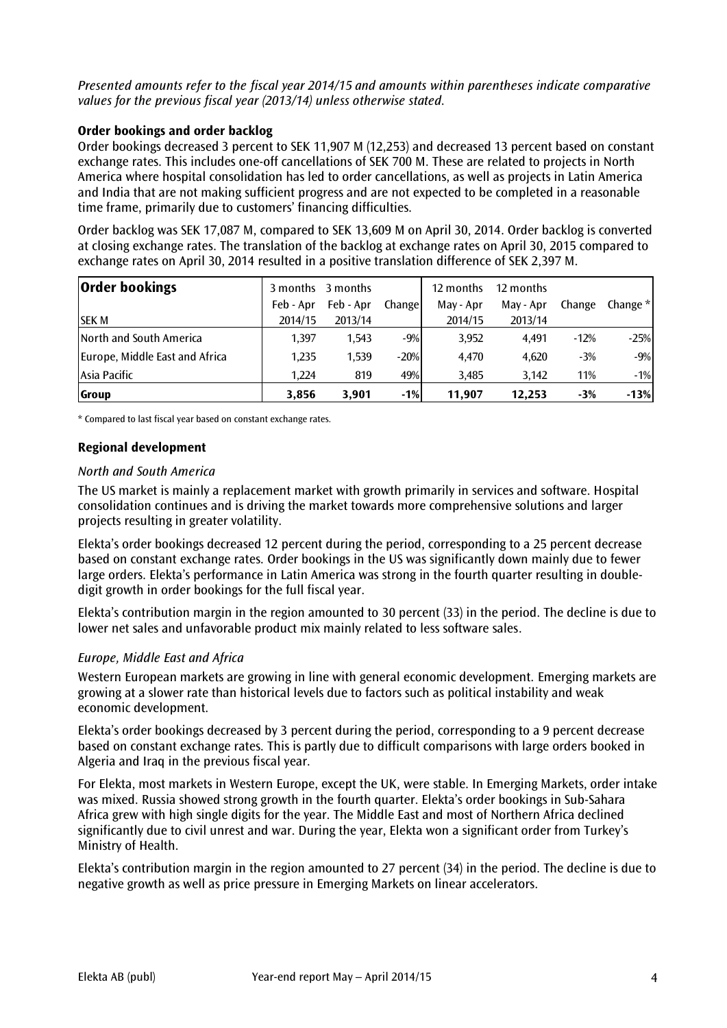*Presented amounts refer to the fiscal year 2014/15 and amounts within parentheses indicate comparative values for the previous fiscal year (2013/14) unless otherwise stated.*

**Order bookings and order backlog**

Order bookings decreased 3 percent to SEK 11,907 M (12,253) and decreased 13 percent based on constant exchange rates. This includes one-off cancellations of SEK 700 M. These are related to projects in North America where hospital consolidation has led to order cancellations, as well as projects in Latin America and India that are not making sufficient progress and are not expected to be completed in a reasonable time frame, primarily due to customers' financing difficulties.

Order backlog was SEK 17,087 M, compared to SEK 13,609 M on April 30, 2014. Order backlog is converted at closing exchange rates. The translation of the backlog at exchange rates on April 30, 2015 compared to exchange rates on April 30, 2014 resulted in a positive translation difference of SEK 2,397 M.

| **Order bookings** | 3 months | 3 months | | 12 months | 12 months | | |
|---|---|---|---|---|---|---|---|
| | Feb - Apr | Feb - Apr | Change | May - Apr | May - Apr | Change | Change * |
| SEK M | 2014/15 | 2013/14 | | 2014/15 | 2013/14 | | |
| North and South America | 1,397 | 1,543 | -9% | 3,952 | 4,491 | -12% | -25% |
| Europe, Middle East and Africa | 1,235 | 1,539 | -20% | 4,470 | 4,620 | -3% | -9% |
| Asia Pacific | 1,224 | 819 | 49% | 3,485 | 3,142 | 11% | -1% |
| **Group** | **3,856** | **3,901** | **-1%** | **11,907** | **12,253** | **-3%** | **-13%** |

\* Compared to last fiscal year based on constant exchange rates.

**Regional development**

*North and South America*

The US market is mainly a replacement market with growth primarily in services and software. Hospital consolidation continues and is driving the market towards more comprehensive solutions and larger projects resulting in greater volatility.

Elekta's order bookings decreased 12 percent during the period, corresponding to a 25 percent decrease based on constant exchange rates. Order bookings in the US was significantly down mainly due to fewer large orders. Elekta's performance in Latin America was strong in the fourth quarter resulting in double-digit growth in order bookings for the full fiscal year.

Elekta's contribution margin in the region amounted to 30 percent (33) in the period. The decline is due to lower net sales and unfavorable product mix mainly related to less software sales.

*Europe, Middle East and Africa*

Western European markets are growing in line with general economic development. Emerging markets are growing at a slower rate than historical levels due to factors such as political instability and weak economic development.

Elekta's order bookings decreased by 3 percent during the period, corresponding to a 9 percent decrease based on constant exchange rates. This is partly due to difficult comparisons with large orders booked in Algeria and Iraq in the previous fiscal year.

For Elekta, most markets in Western Europe, except the UK, were stable. In Emerging Markets, order intake was mixed. Russia showed strong growth in the fourth quarter. Elekta's order bookings in Sub-Sahara Africa grew with high single digits for the year. The Middle East and most of Northern Africa declined significantly due to civil unrest and war. During the year, Elekta won a significant order from Turkey's Ministry of Health.

Elekta's contribution margin in the region amounted to 27 percent (34) in the period. The decline is due to negative growth as well as price pressure in Emerging Markets on linear accelerators.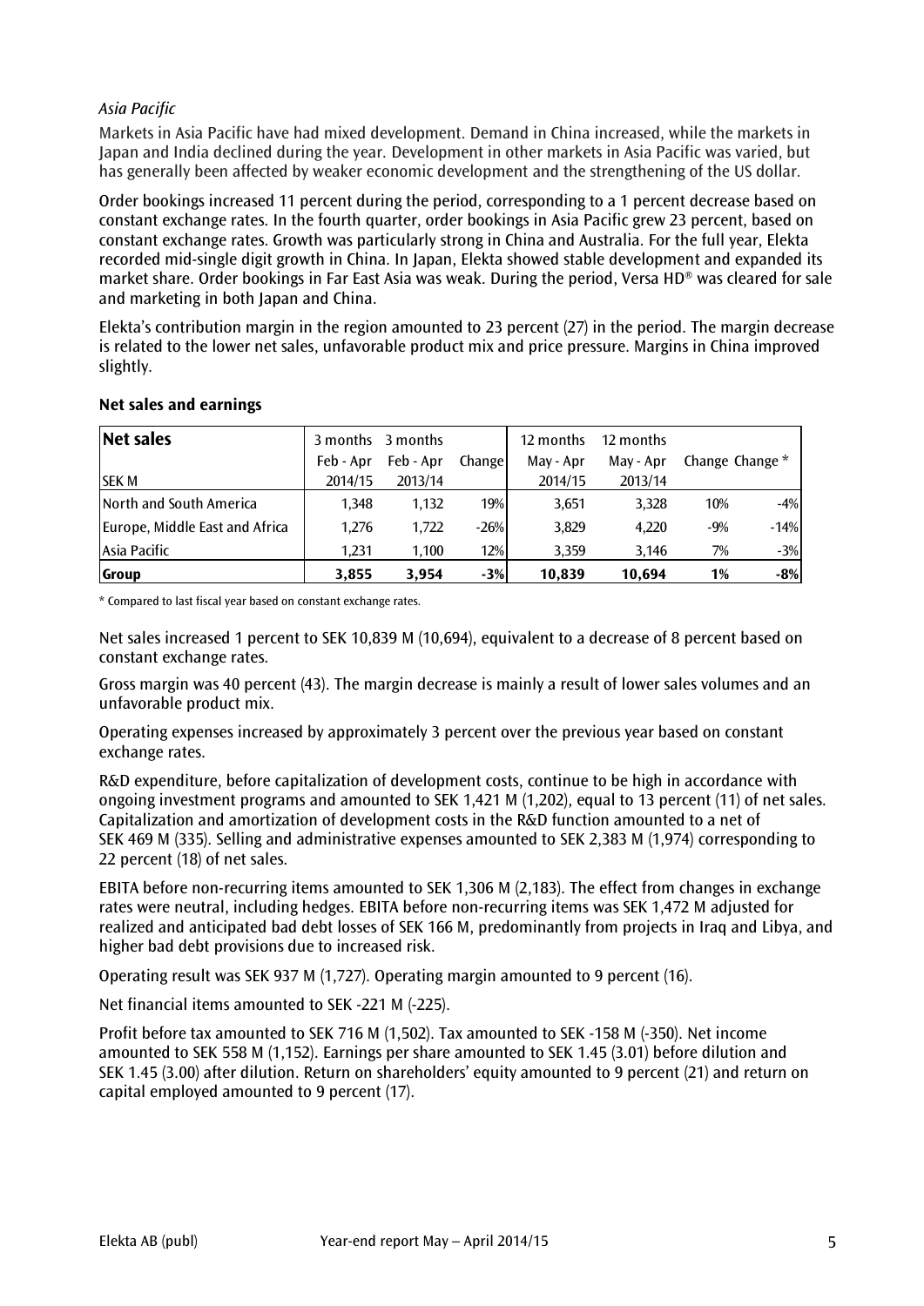*Asia Pacific*

Markets in Asia Pacific have had mixed development. Demand in China increased, while the markets in Japan and India declined during the year. Development in other markets in Asia Pacific was varied, but has generally been affected by weaker economic development and the strengthening of the US dollar.

Order bookings increased 11 percent during the period, corresponding to a 1 percent decrease based on constant exchange rates. In the fourth quarter, order bookings in Asia Pacific grew 23 percent, based on constant exchange rates. Growth was particularly strong in China and Australia. For the full year, Elekta recorded mid-single digit growth in China. In Japan, Elekta showed stable development and expanded its market share. Order bookings in Far East Asia was weak. During the period, Versa HD® was cleared for sale and marketing in both Japan and China.

Elekta's contribution margin in the region amounted to 23 percent (27) in the period. The margin decrease is related to the lower net sales, unfavorable product mix and price pressure. Margins in China improved slightly.

**Net sales and earnings**

| **Net sales** | 3 months | 3 months | | 12 months | 12 months | | |
|---|---|---|---|---|---|---|---|
| | Feb - Apr | Feb - Apr | Change | May - Apr | May - Apr | Change | Change * |
| SEK M | 2014/15 | 2013/14 | | 2014/15 | 2013/14 | | |
| North and South America | 1,348 | 1,132 | 19% | 3,651 | 3,328 | 10% | -4% |
| Europe, Middle East and Africa | 1,276 | 1,722 | -26% | 3,829 | 4,220 | -9% | -14% |
| Asia Pacific | 1,231 | 1,100 | 12% | 3,359 | 3,146 | 7% | -3% |
| **Group** | **3,855** | **3,954** | **-3%** | **10,839** | **10,694** | **1%** | **-8%** |

\* Compared to last fiscal year based on constant exchange rates.

Net sales increased 1 percent to SEK 10,839 M (10,694), equivalent to a decrease of 8 percent based on constant exchange rates.

Gross margin was 40 percent (43). The margin decrease is mainly a result of lower sales volumes and an unfavorable product mix.

Operating expenses increased by approximately 3 percent over the previous year based on constant exchange rates.

R&D expenditure, before capitalization of development costs, continue to be high in accordance with ongoing investment programs and amounted to SEK 1,421 M (1,202), equal to 13 percent (11) of net sales. Capitalization and amortization of development costs in the R&D function amounted to a net of SEK 469 M (335). Selling and administrative expenses amounted to SEK 2,383 M (1,974) corresponding to 22 percent (18) of net sales.

EBITA before non-recurring items amounted to SEK 1,306 M (2,183). The effect from changes in exchange rates were neutral, including hedges. EBITA before non-recurring items was SEK 1,472 M adjusted for realized and anticipated bad debt losses of SEK 166 M, predominantly from projects in Iraq and Libya, and higher bad debt provisions due to increased risk.

Operating result was SEK 937 M (1,727). Operating margin amounted to 9 percent (16).

Net financial items amounted to SEK -221 M (-225).

Profit before tax amounted to SEK 716 M (1,502). Tax amounted to SEK -158 M (-350). Net income amounted to SEK 558 M (1,152). Earnings per share amounted to SEK 1.45 (3.01) before dilution and SEK 1.45 (3.00) after dilution. Return on shareholders' equity amounted to 9 percent (21) and return on capital employed amounted to 9 percent (17).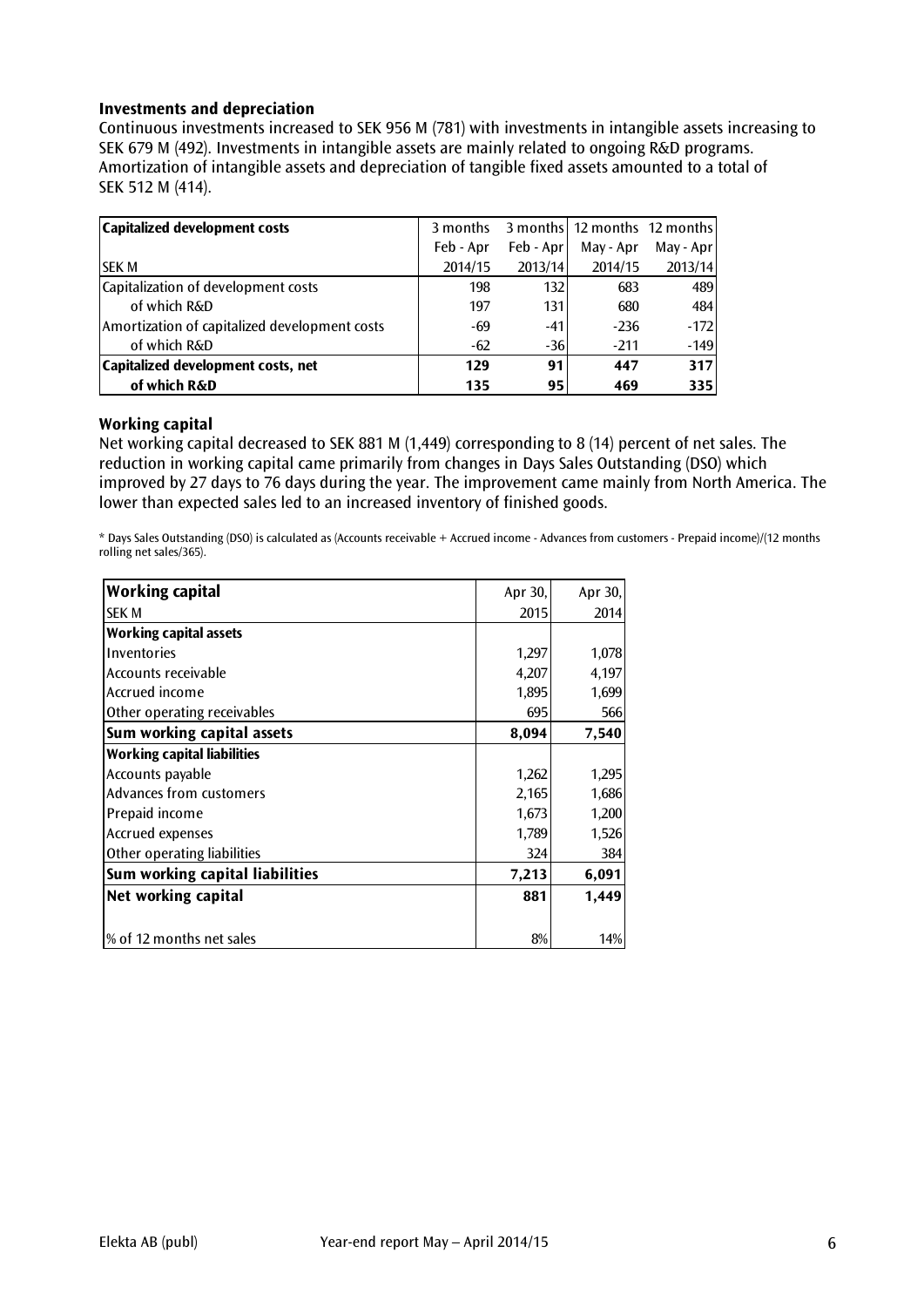### Investments and depreciation

Continuous investments increased to SEK 956 M (781) with investments in intangible assets increasing to SEK 679 M (492). Investments in intangible assets are mainly related to ongoing R&D programs. Amortization of intangible assets and depreciation of tangible fixed assets amounted to a total of SEK 512 M (414).

| Capitalized development costs | 3 months | 3 months | 12 months | 12 months |
|---|---|---|---|---|
| | Feb - Apr | Feb - Apr | May - Apr | May - Apr |
| SEK M | 2014/15 | 2013/14 | 2014/15 | 2013/14 |
| Capitalization of development costs | 198 | 132 | 683 | 489 |
| of which R&D | 197 | 131 | 680 | 484 |
| Amortization of capitalized development costs | -69 | -41 | -236 | -172 |
| of which R&D | -62 | -36 | -211 | -149 |
| **Capitalized development costs, net** | **129** | **91** | **447** | **317** |
| **of which R&D** | **135** | **95** | **469** | **335** |

### Working capital

Net working capital decreased to SEK 881 M (1,449) corresponding to 8 (14) percent of net sales. The reduction in working capital came primarily from changes in Days Sales Outstanding (DSO) which improved by 27 days to 76 days during the year. The improvement came mainly from North America. The lower than expected sales led to an increased inventory of finished goods.

\* Days Sales Outstanding (DSO) is calculated as (Accounts receivable + Accrued income - Advances from customers - Prepaid income)/(12 months rolling net sales/365).

| Working capital | Apr 30, | Apr 30, |
|---|---|---|
| SEK M | 2015 | 2014 |
| **Working capital assets** | | |
| Inventories | 1,297 | 1,078 |
| Accounts receivable | 4,207 | 4,197 |
| Accrued income | 1,895 | 1,699 |
| Other operating receivables | 695 | 566 |
| **Sum working capital assets** | **8,094** | **7,540** |
| **Working capital liabilities** | | |
| Accounts payable | 1,262 | 1,295 |
| Advances from customers | 2,165 | 1,686 |
| Prepaid income | 1,673 | 1,200 |
| Accrued expenses | 1,789 | 1,526 |
| Other operating liabilities | 324 | 384 |
| **Sum working capital liabilities** | **7,213** | **6,091** |
| **Net working capital** | **881** | **1,449** |
| % of 12 months net sales | 8% | 14% |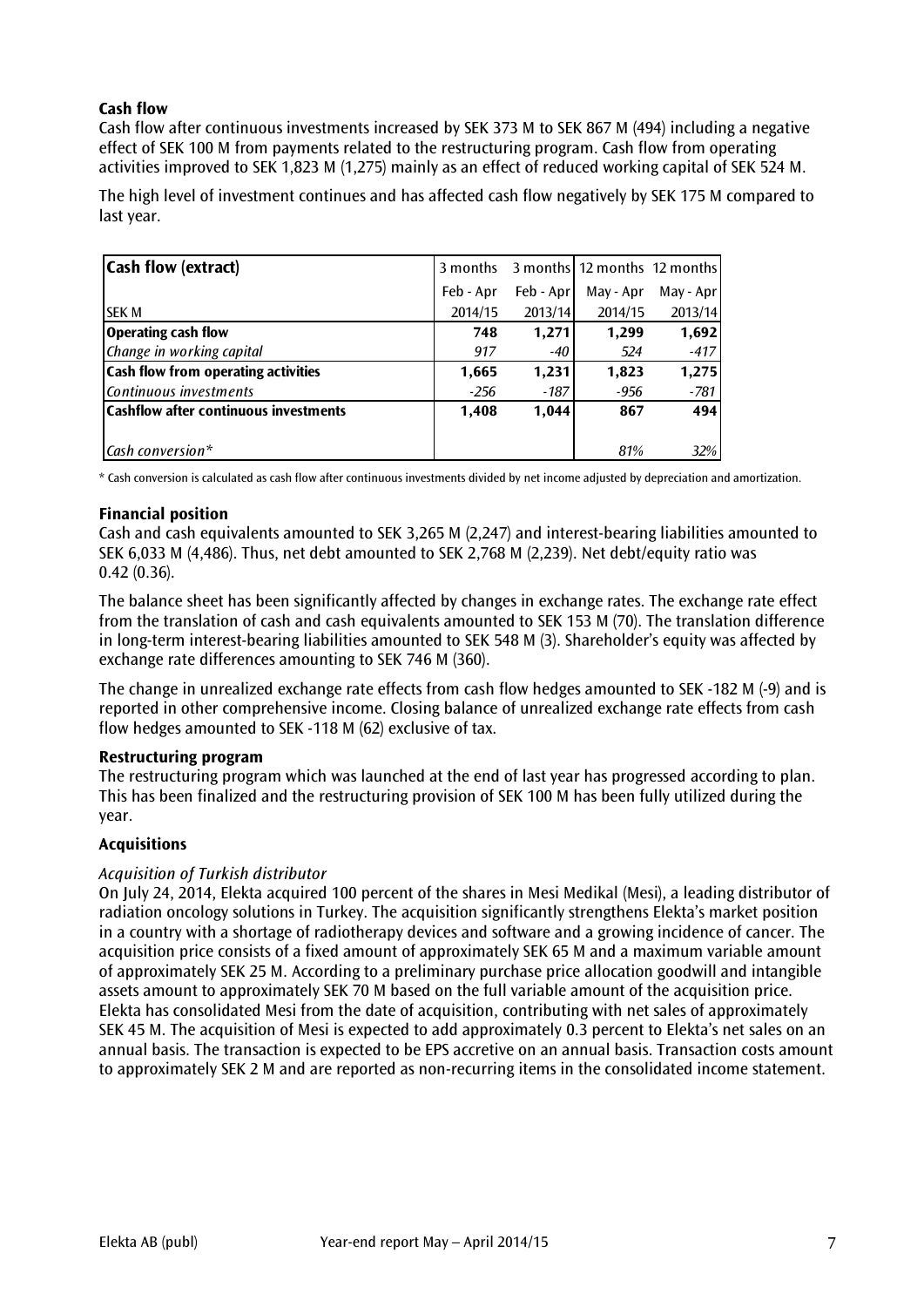### Cash flow

Cash flow after continuous investments increased by SEK 373 M to SEK 867 M (494) including a negative effect of SEK 100 M from payments related to the restructuring program. Cash flow from operating activities improved to SEK 1,823 M (1,275) mainly as an effect of reduced working capital of SEK 524 M.

The high level of investment continues and has affected cash flow negatively by SEK 175 M compared to last year.

| **Cash flow (extract)** | 3 months | 3 months | 12 months | 12 months |
|---|---|---|---|---|
| | Feb - Apr | Feb - Apr | May - Apr | May - Apr |
| SEK M | 2014/15 | 2013/14 | 2014/15 | 2013/14 |
| **Operating cash flow** | **748** | **1,271** | **1,299** | **1,692** |
| *Change in working capital* | *917* | *-40* | *524* | *-417* |
| **Cash flow from operating activities** | **1,665** | **1,231** | **1,823** | **1,275** |
| *Continuous investments* | *-256* | *-187* | *-956* | *-781* |
| **Cashflow after continuous investments** | **1,408** | **1,044** | **867** | **494** |
| *Cash conversion** | | | *81%* | *32%* |

\* Cash conversion is calculated as cash flow after continuous investments divided by net income adjusted by depreciation and amortization.

### Financial position

Cash and cash equivalents amounted to SEK 3,265 M (2,247) and interest-bearing liabilities amounted to SEK 6,033 M (4,486). Thus, net debt amounted to SEK 2,768 M (2,239). Net debt/equity ratio was 0.42 (0.36).

The balance sheet has been significantly affected by changes in exchange rates. The exchange rate effect from the translation of cash and cash equivalents amounted to SEK 153 M (70). The translation difference in long-term interest-bearing liabilities amounted to SEK 548 M (3). Shareholder's equity was affected by exchange rate differences amounting to SEK 746 M (360).

The change in unrealized exchange rate effects from cash flow hedges amounted to SEK -182 M (-9) and is reported in other comprehensive income. Closing balance of unrealized exchange rate effects from cash flow hedges amounted to SEK -118 M (62) exclusive of tax.

### Restructuring program

The restructuring program which was launched at the end of last year has progressed according to plan. This has been finalized and the restructuring provision of SEK 100 M has been fully utilized during the year.

### Acquisitions

*Acquisition of Turkish distributor*

On July 24, 2014, Elekta acquired 100 percent of the shares in Mesi Medikal (Mesi), a leading distributor of radiation oncology solutions in Turkey. The acquisition significantly strengthens Elekta's market position in a country with a shortage of radiotherapy devices and software and a growing incidence of cancer. The acquisition price consists of a fixed amount of approximately SEK 65 M and a maximum variable amount of approximately SEK 25 M. According to a preliminary purchase price allocation goodwill and intangible assets amount to approximately SEK 70 M based on the full variable amount of the acquisition price. Elekta has consolidated Mesi from the date of acquisition, contributing with net sales of approximately SEK 45 M. The acquisition of Mesi is expected to add approximately 0.3 percent to Elekta's net sales on an annual basis. The transaction is expected to be EPS accretive on an annual basis. Transaction costs amount to approximately SEK 2 M and are reported as non-recurring items in the consolidated income statement.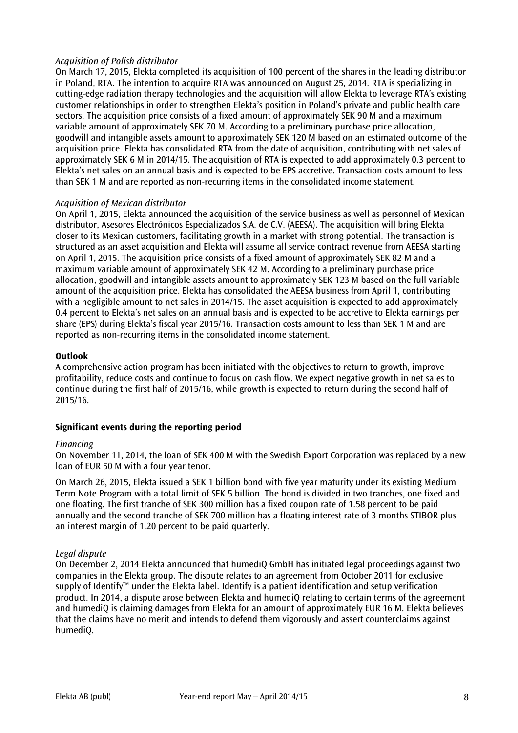*Acquisition of Polish distributor*

On March 17, 2015, Elekta completed its acquisition of 100 percent of the shares in the leading distributor in Poland, RTA. The intention to acquire RTA was announced on August 25, 2014. RTA is specializing in cutting-edge radiation therapy technologies and the acquisition will allow Elekta to leverage RTA's existing customer relationships in order to strengthen Elekta's position in Poland's private and public health care sectors. The acquisition price consists of a fixed amount of approximately SEK 90 M and a maximum variable amount of approximately SEK 70 M. According to a preliminary purchase price allocation, goodwill and intangible assets amount to approximately SEK 120 M based on an estimated outcome of the acquisition price. Elekta has consolidated RTA from the date of acquisition, contributing with net sales of approximately SEK 6 M in 2014/15. The acquisition of RTA is expected to add approximately 0.3 percent to Elekta's net sales on an annual basis and is expected to be EPS accretive. Transaction costs amount to less than SEK 1 M and are reported as non-recurring items in the consolidated income statement.

*Acquisition of Mexican distributor*

On April 1, 2015, Elekta announced the acquisition of the service business as well as personnel of Mexican distributor, Asesores Electrónicos Especializados S.A. de C.V. (AEESA). The acquisition will bring Elekta closer to its Mexican customers, facilitating growth in a market with strong potential. The transaction is structured as an asset acquisition and Elekta will assume all service contract revenue from AEESA starting on April 1, 2015. The acquisition price consists of a fixed amount of approximately SEK 82 M and a maximum variable amount of approximately SEK 42 M. According to a preliminary purchase price allocation, goodwill and intangible assets amount to approximately SEK 123 M based on the full variable amount of the acquisition price. Elekta has consolidated the AEESA business from April 1, contributing with a negligible amount to net sales in 2014/15. The asset acquisition is expected to add approximately 0.4 percent to Elekta's net sales on an annual basis and is expected to be accretive to Elekta earnings per share (EPS) during Elekta's fiscal year 2015/16. Transaction costs amount to less than SEK 1 M and are reported as non-recurring items in the consolidated income statement.

**Outlook**

A comprehensive action program has been initiated with the objectives to return to growth, improve profitability, reduce costs and continue to focus on cash flow. We expect negative growth in net sales to continue during the first half of 2015/16, while growth is expected to return during the second half of 2015/16.

**Significant events during the reporting period**

*Financing*

On November 11, 2014, the loan of SEK 400 M with the Swedish Export Corporation was replaced by a new loan of EUR 50 M with a four year tenor.

On March 26, 2015, Elekta issued a SEK 1 billion bond with five year maturity under its existing Medium Term Note Program with a total limit of SEK 5 billion. The bond is divided in two tranches, one fixed and one floating. The first tranche of SEK 300 million has a fixed coupon rate of 1.58 percent to be paid annually and the second tranche of SEK 700 million has a floating interest rate of 3 months STIBOR plus an interest margin of 1.20 percent to be paid quarterly.

*Legal dispute*

On December 2, 2014 Elekta announced that humediQ GmbH has initiated legal proceedings against two companies in the Elekta group. The dispute relates to an agreement from October 2011 for exclusive supply of Identify™ under the Elekta label. Identify is a patient identification and setup verification product. In 2014, a dispute arose between Elekta and humediQ relating to certain terms of the agreement and humediQ is claiming damages from Elekta for an amount of approximately EUR 16 M. Elekta believes that the claims have no merit and intends to defend them vigorously and assert counterclaims against humediQ.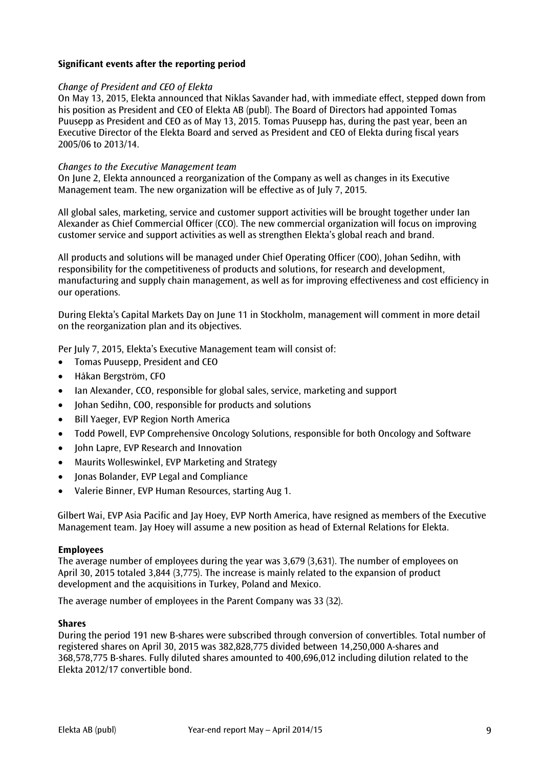### Significant events after the reporting period

*Change of President and CEO of Elekta*

On May 13, 2015, Elekta announced that Niklas Savander had, with immediate effect, stepped down from his position as President and CEO of Elekta AB (publ). The Board of Directors had appointed Tomas Puusepp as President and CEO as of May 13, 2015. Tomas Puusepp has, during the past year, been an Executive Director of the Elekta Board and served as President and CEO of Elekta during fiscal years 2005/06 to 2013/14.

*Changes to the Executive Management team*

On June 2, Elekta announced a reorganization of the Company as well as changes in its Executive Management team. The new organization will be effective as of July 7, 2015.

All global sales, marketing, service and customer support activities will be brought together under Ian Alexander as Chief Commercial Officer (CCO). The new commercial organization will focus on improving customer service and support activities as well as strengthen Elekta's global reach and brand.

All products and solutions will be managed under Chief Operating Officer (COO), Johan Sedihn, with responsibility for the competitiveness of products and solutions, for research and development, manufacturing and supply chain management, as well as for improving effectiveness and cost efficiency in our operations.

During Elekta's Capital Markets Day on June 11 in Stockholm, management will comment in more detail on the reorganization plan and its objectives.

Per July 7, 2015, Elekta's Executive Management team will consist of:

- Tomas Puusepp, President and CEO
- Håkan Bergström, CFO
- Ian Alexander, CCO, responsible for global sales, service, marketing and support
- Johan Sedihn, COO, responsible for products and solutions
- Bill Yaeger, EVP Region North America
- Todd Powell, EVP Comprehensive Oncology Solutions, responsible for both Oncology and Software
- John Lapre, EVP Research and Innovation
- Maurits Wolleswinkel, EVP Marketing and Strategy
- Jonas Bolander, EVP Legal and Compliance
- Valerie Binner, EVP Human Resources, starting Aug 1.

Gilbert Wai, EVP Asia Pacific and Jay Hoey, EVP North America, have resigned as members of the Executive Management team. Jay Hoey will assume a new position as head of External Relations for Elekta.

### Employees

The average number of employees during the year was 3,679 (3,631). The number of employees on April 30, 2015 totaled 3,844 (3,775). The increase is mainly related to the expansion of product development and the acquisitions in Turkey, Poland and Mexico.

The average number of employees in the Parent Company was 33 (32).

### Shares

During the period 191 new B-shares were subscribed through conversion of convertibles. Total number of registered shares on April 30, 2015 was 382,828,775 divided between 14,250,000 A-shares and 368,578,775 B-shares. Fully diluted shares amounted to 400,696,012 including dilution related to the Elekta 2012/17 convertible bond.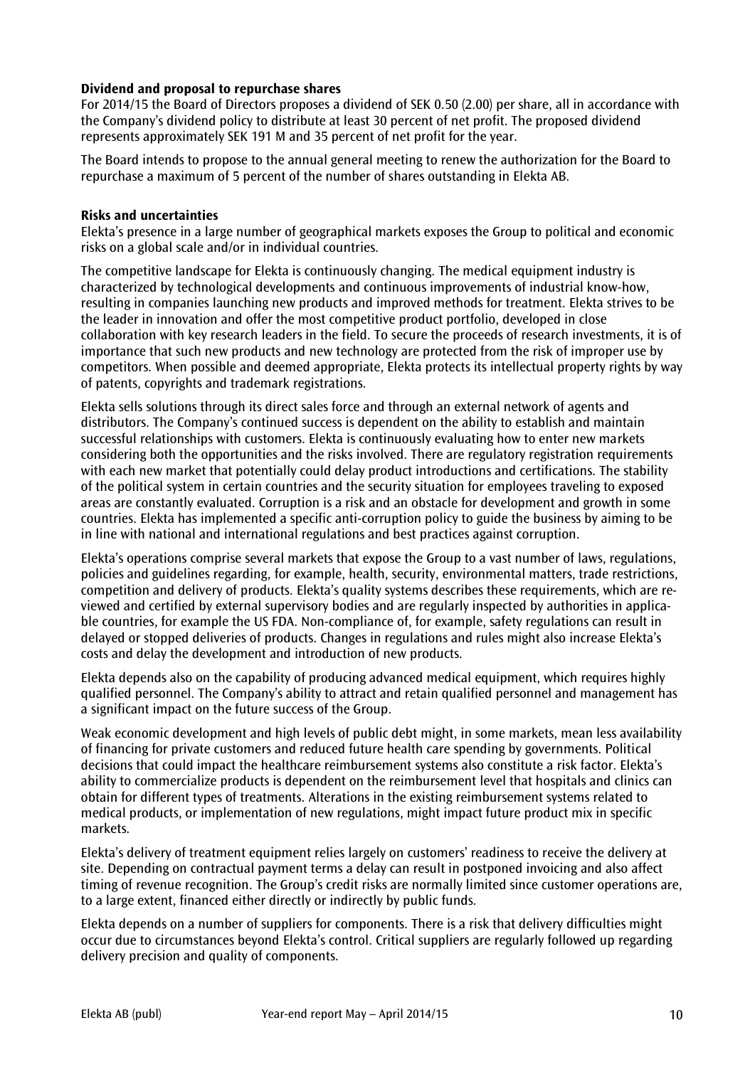**Dividend and proposal to repurchase shares**

For 2014/15 the Board of Directors proposes a dividend of SEK 0.50 (2.00) per share, all in accordance with the Company's dividend policy to distribute at least 30 percent of net profit. The proposed dividend represents approximately SEK 191 M and 35 percent of net profit for the year.

The Board intends to propose to the annual general meeting to renew the authorization for the Board to repurchase a maximum of 5 percent of the number of shares outstanding in Elekta AB.

**Risks and uncertainties**

Elekta's presence in a large number of geographical markets exposes the Group to political and economic risks on a global scale and/or in individual countries.

The competitive landscape for Elekta is continuously changing. The medical equipment industry is characterized by technological developments and continuous improvements of industrial know-how, resulting in companies launching new products and improved methods for treatment. Elekta strives to be the leader in innovation and offer the most competitive product portfolio, developed in close collaboration with key research leaders in the field. To secure the proceeds of research investments, it is of importance that such new products and new technology are protected from the risk of improper use by competitors. When possible and deemed appropriate, Elekta protects its intellectual property rights by way of patents, copyrights and trademark registrations.

Elekta sells solutions through its direct sales force and through an external network of agents and distributors. The Company's continued success is dependent on the ability to establish and maintain successful relationships with customers. Elekta is continuously evaluating how to enter new markets considering both the opportunities and the risks involved. There are regulatory registration requirements with each new market that potentially could delay product introductions and certifications. The stability of the political system in certain countries and the security situation for employees traveling to exposed areas are constantly evaluated. Corruption is a risk and an obstacle for development and growth in some countries. Elekta has implemented a specific anti-corruption policy to guide the business by aiming to be in line with national and international regulations and best practices against corruption.

Elekta's operations comprise several markets that expose the Group to a vast number of laws, regulations, policies and guidelines regarding, for example, health, security, environmental matters, trade restrictions, competition and delivery of products. Elekta's quality systems describes these requirements, which are reviewed and certified by external supervisory bodies and are regularly inspected by authorities in applicable countries, for example the US FDA. Non-compliance of, for example, safety regulations can result in delayed or stopped deliveries of products. Changes in regulations and rules might also increase Elekta's costs and delay the development and introduction of new products.

Elekta depends also on the capability of producing advanced medical equipment, which requires highly qualified personnel. The Company's ability to attract and retain qualified personnel and management has a significant impact on the future success of the Group.

Weak economic development and high levels of public debt might, in some markets, mean less availability of financing for private customers and reduced future health care spending by governments. Political decisions that could impact the healthcare reimbursement systems also constitute a risk factor. Elekta's ability to commercialize products is dependent on the reimbursement level that hospitals and clinics can obtain for different types of treatments. Alterations in the existing reimbursement systems related to medical products, or implementation of new regulations, might impact future product mix in specific markets.

Elekta's delivery of treatment equipment relies largely on customers' readiness to receive the delivery at site. Depending on contractual payment terms a delay can result in postponed invoicing and also affect timing of revenue recognition. The Group's credit risks are normally limited since customer operations are, to a large extent, financed either directly or indirectly by public funds.

Elekta depends on a number of suppliers for components. There is a risk that delivery difficulties might occur due to circumstances beyond Elekta's control. Critical suppliers are regularly followed up regarding delivery precision and quality of components.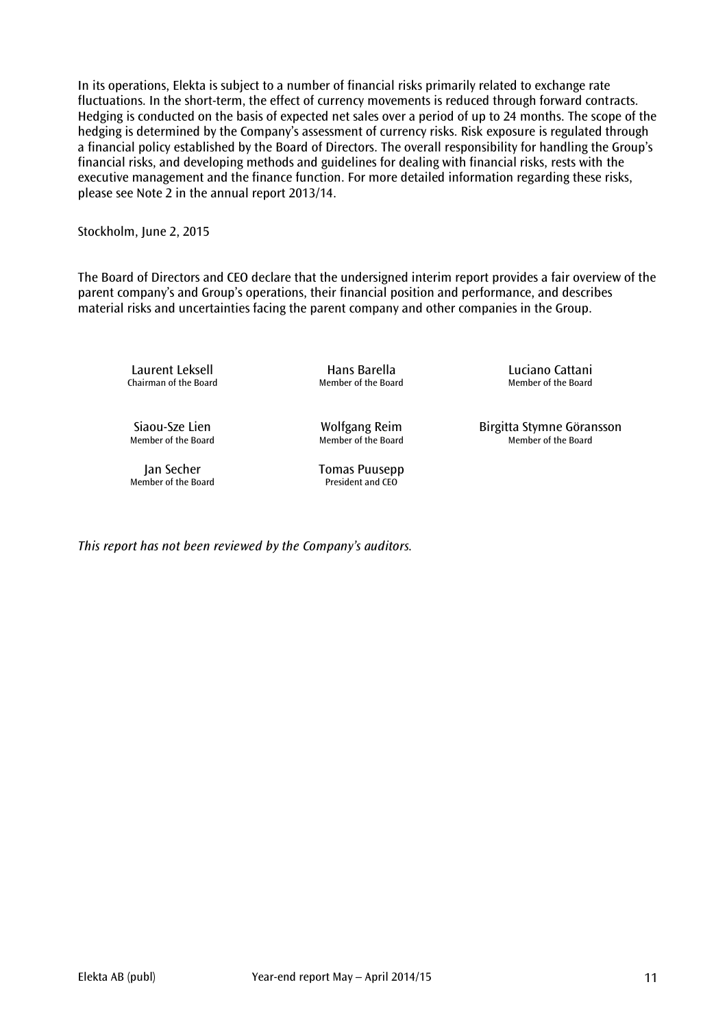In its operations, Elekta is subject to a number of financial risks primarily related to exchange rate fluctuations. In the short-term, the effect of currency movements is reduced through forward contracts. Hedging is conducted on the basis of expected net sales over a period of up to 24 months. The scope of the hedging is determined by the Company's assessment of currency risks. Risk exposure is regulated through a financial policy established by the Board of Directors. The overall responsibility for handling the Group's financial risks, and developing methods and guidelines for dealing with financial risks, rests with the executive management and the finance function. For more detailed information regarding these risks, please see Note 2 in the annual report 2013/14.

Stockholm, June 2, 2015

The Board of Directors and CEO declare that the undersigned interim report provides a fair overview of the parent company's and Group's operations, their financial position and performance, and describes material risks and uncertainties facing the parent company and other companies in the Group.

Laurent Leksell
Chairman of the Board

Hans Barella
Member of the Board

Luciano Cattani
Member of the Board

Siaou-Sze Lien
Member of the Board

Wolfgang Reim
Member of the Board

Birgitta Stymne Göransson
Member of the Board

Jan Secher
Member of the Board

Tomas Puusepp
President and CEO

*This report has not been reviewed by the Company's auditors.*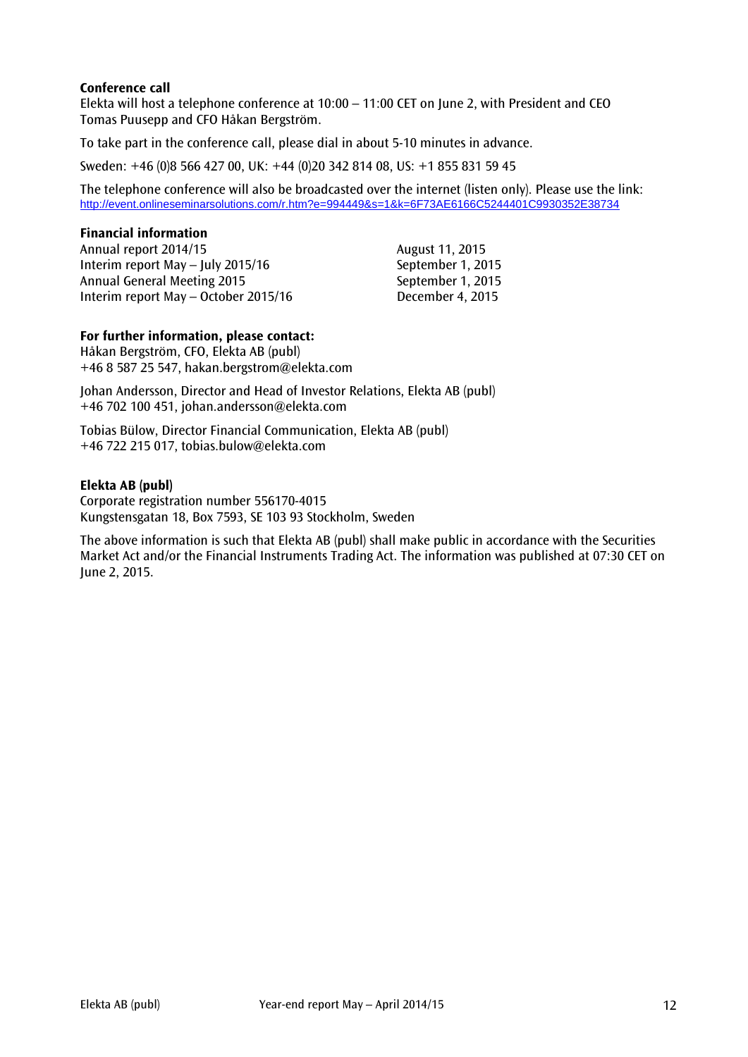**Conference call**

Elekta will host a telephone conference at 10:00 – 11:00 CET on June 2, with President and CEO Tomas Puusepp and CFO Håkan Bergström.

To take part in the conference call, please dial in about 5-10 minutes in advance.

Sweden: +46 (0)8 566 427 00, UK: +44 (0)20 342 814 08, US: +1 855 831 59 45

The telephone conference will also be broadcasted over the internet (listen only). Please use the link:
http://event.onlineseminarsolutions.com/r.htm?e=994449&s=1&k=6F73AE6166C5244401C9930352E38734

**Financial information**

| | |
|---|---|
| Annual report 2014/15 | August 11, 2015 |
| Interim report May – July 2015/16 | September 1, 2015 |
| Annual General Meeting 2015 | September 1, 2015 |
| Interim report May – October 2015/16 | December 4, 2015 |

**For further information, please contact:**

Håkan Bergström, CFO, Elekta AB (publ)
+46 8 587 25 547, hakan.bergstrom@elekta.com

Johan Andersson, Director and Head of Investor Relations, Elekta AB (publ)
+46 702 100 451, johan.andersson@elekta.com

Tobias Bülow, Director Financial Communication, Elekta AB (publ)
+46 722 215 017, tobias.bulow@elekta.com

**Elekta AB (publ)**

Corporate registration number 556170-4015
Kungstensgatan 18, Box 7593, SE 103 93 Stockholm, Sweden

The above information is such that Elekta AB (publ) shall make public in accordance with the Securities Market Act and/or the Financial Instruments Trading Act. The information was published at 07:30 CET on June 2, 2015.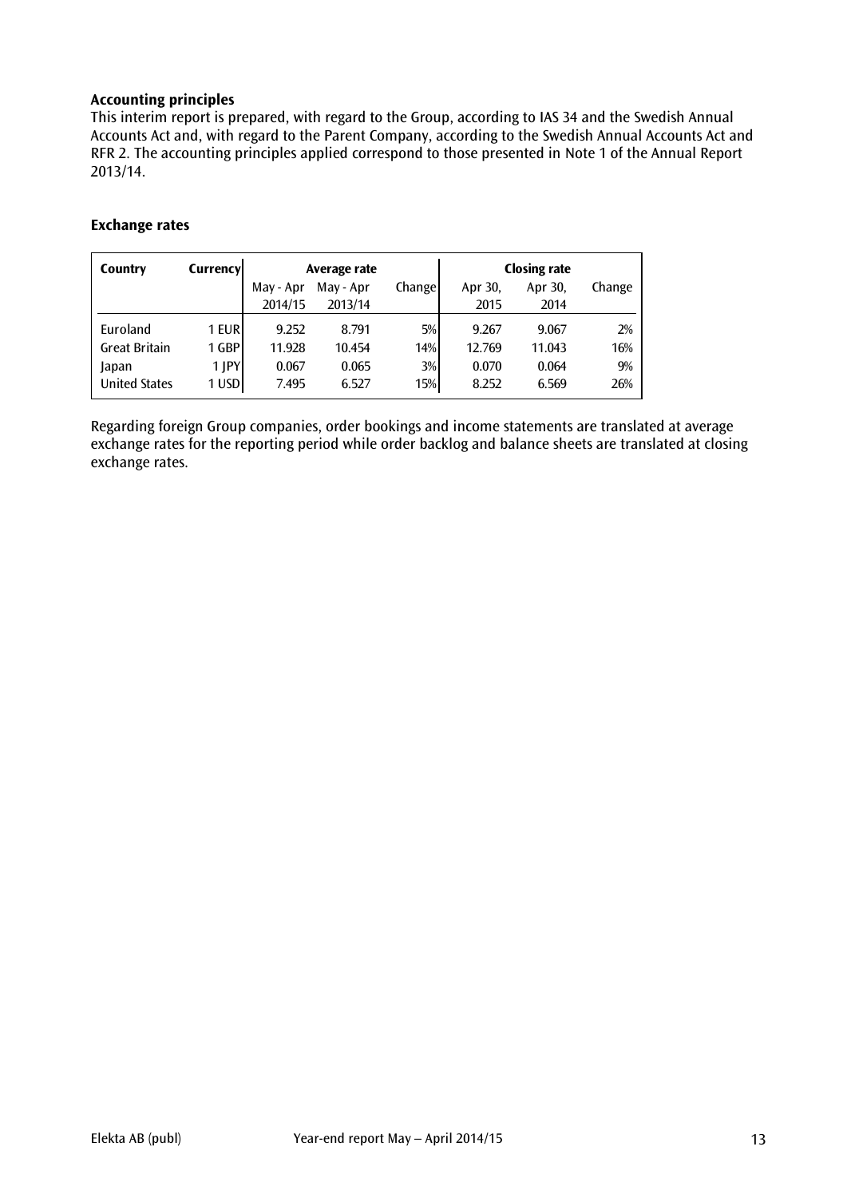**Accounting principles**

This interim report is prepared, with regard to the Group, according to IAS 34 and the Swedish Annual Accounts Act and, with regard to the Parent Company, according to the Swedish Annual Accounts Act and RFR 2. The accounting principles applied correspond to those presented in Note 1 of the Annual Report 2013/14.

**Exchange rates**

| Country | Currency | Average rate | | | Closing rate | | |
|---|---|---|---|---|---|---|---|
| | | May - Apr 2014/15 | May - Apr 2013/14 | Change | Apr 30, 2015 | Apr 30, 2014 | Change |
| Euroland | 1 EUR | 9.252 | 8.791 | 5% | 9.267 | 9.067 | 2% |
| Great Britain | 1 GBP | 11.928 | 10.454 | 14% | 12.769 | 11.043 | 16% |
| Japan | 1 JPY | 0.067 | 0.065 | 3% | 0.070 | 0.064 | 9% |
| United States | 1 USD | 7.495 | 6.527 | 15% | 8.252 | 6.569 | 26% |

Regarding foreign Group companies, order bookings and income statements are translated at average exchange rates for the reporting period while order backlog and balance sheets are translated at closing exchange rates.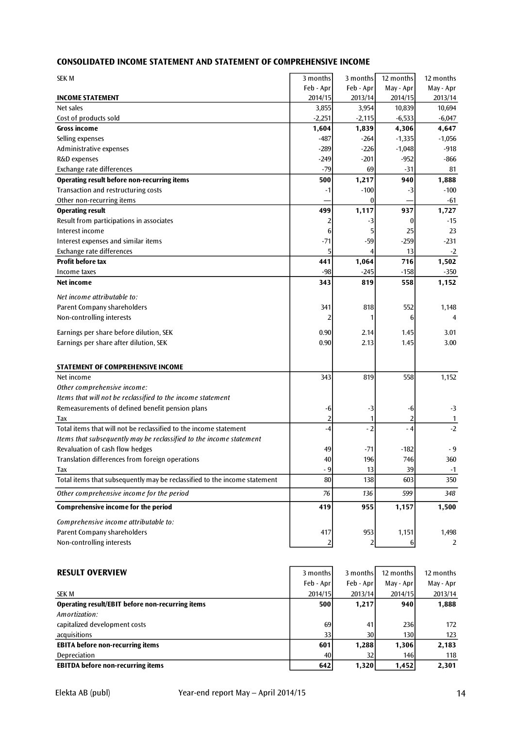## CONSOLIDATED INCOME STATEMENT AND STATEMENT OF COMPREHENSIVE INCOME

| SEK M | 3 months Feb - Apr 2014/15 | 3 months Feb - Apr 2013/14 | 12 months May - Apr 2014/15 | 12 months May - Apr 2013/14 |
|---|---|---|---|---|
| **INCOME STATEMENT** | | | | |
| Net sales | 3,855 | 3,954 | 10,839 | 10,694 |
| Cost of products sold | -2,251 | -2,115 | -6,533 | -6,047 |
| **Gross income** | **1,604** | **1,839** | **4,306** | **4,647** |
| Selling expenses | -487 | -264 | -1,335 | -1,056 |
| Administrative expenses | -289 | -226 | -1,048 | -918 |
| R&D expenses | -249 | -201 | -952 | -866 |
| Exchange rate differences | -79 | 69 | -31 | 81 |
| **Operating result before non-recurring items** | **500** | **1,217** | **940** | **1,888** |
| Transaction and restructuring costs | -1 | -100 | -3 | -100 |
| Other non-recurring items | — | 0 | — | -61 |
| **Operating result** | **499** | **1,117** | **937** | **1,727** |
| Result from participations in associates | 2 | -3 | 0 | -15 |
| Interest income | 6 | 5 | 25 | 23 |
| Interest expenses and similar items | -71 | -59 | -259 | -231 |
| Exchange rate differences | 5 | 4 | 13 | -2 |
| **Profit before tax** | **441** | **1,064** | **716** | **1,502** |
| Income taxes | -98 | -245 | -158 | -350 |
| **Net income** | **343** | **819** | **558** | **1,152** |
| *Net income attributable to:* | | | | |
| Parent Company shareholders | 341 | 818 | 552 | 1,148 |
| Non-controlling interests | 2 | 1 | 6 | 4 |
| Earnings per share before dilution, SEK | 0.90 | 2.14 | 1.45 | 3.01 |
| Earnings per share after dilution, SEK | 0.90 | 2.13 | 1.45 | 3.00 |
| | | | | |
| **STATEMENT OF COMPREHENSIVE INCOME** | | | | |
| Net income | 343 | 819 | 558 | 1,152 |
| *Other comprehensive income:* | | | | |
| *Items that will not be reclassified to the income statement* | | | | |
| Remeasurements of defined benefit pension plans | -6 | -3 | -6 | -3 |
| Tax | 2 | 1 | 2 | 1 |
| Total items that will not be reclassified to the income statement | -4 | - 2 | - 4 | -2 |
| *Items that subsequently may be reclassified to the income statement* | | | | |
| Revaluation of cash flow hedges | 49 | -71 | -182 | - 9 |
| Translation differences from foreign operations | 40 | 196 | 746 | 360 |
| Tax | - 9 | 13 | 39 | -1 |
| Total items that subsequently may be reclassified to the income statement | 80 | 138 | 603 | 350 |
| *Other comprehensive income for the period* | *76* | *136* | *599* | *348* |
| **Comprehensive income for the period** | **419** | **955** | **1,157** | **1,500** |
| *Comprehensive income attributable to:* | | | | |
| Parent Company shareholders | 417 | 953 | 1,151 | 1,498 |
| Non-controlling interests | 2 | 2 | 6 | 2 |

## RESULT OVERVIEW

| SEK M | 3 months Feb - Apr 2014/15 | 3 months Feb - Apr 2013/14 | 12 months May - Apr 2014/15 | 12 months May - Apr 2013/14 |
|---|---|---|---|---|
| **Operating result/EBIT before non-recurring items** | **500** | **1,217** | **940** | **1,888** |
| *Amortization:* | | | | |
| capitalized development costs | 69 | 41 | 236 | 172 |
| acquisitions | 33 | 30 | 130 | 123 |
| **EBITA before non-recurring items** | **601** | **1,288** | **1,306** | **2,183** |
| Depreciation | 40 | 32 | 146 | 118 |
| **EBITDA before non-recurring items** | **642** | **1,320** | **1,452** | **2,301** |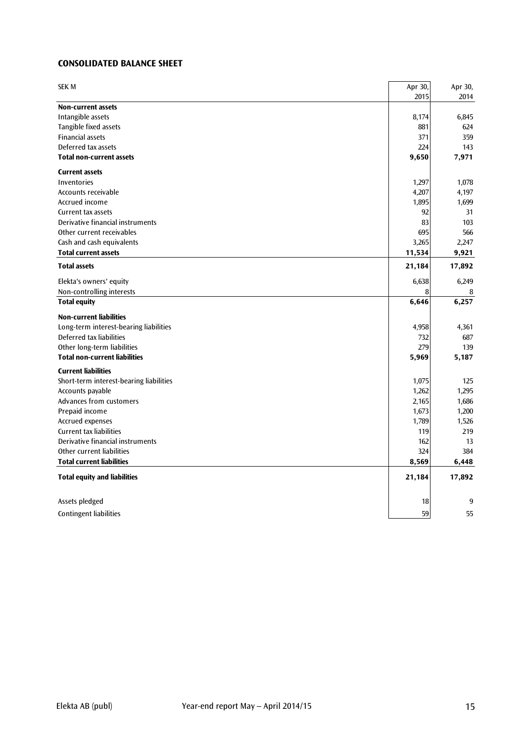## CONSOLIDATED BALANCE SHEET

| SEK M | Apr 30, 2015 | Apr 30, 2014 |
|---|---|---|
| **Non-current assets** | | |
| Intangible assets | 8,174 | 6,845 |
| Tangible fixed assets | 881 | 624 |
| Financial assets | 371 | 359 |
| Deferred tax assets | 224 | 143 |
| **Total non-current assets** | **9,650** | **7,971** |
| **Current assets** | | |
| Inventories | 1,297 | 1,078 |
| Accounts receivable | 4,207 | 4,197 |
| Accrued income | 1,895 | 1,699 |
| Current tax assets | 92 | 31 |
| Derivative financial instruments | 83 | 103 |
| Other current receivables | 695 | 566 |
| Cash and cash equivalents | 3,265 | 2,247 |
| **Total current assets** | **11,534** | **9,921** |
| **Total assets** | **21,184** | **17,892** |
| Elekta's owners' equity | 6,638 | 6,249 |
| Non-controlling interests | 8 | 8 |
| **Total equity** | **6,646** | **6,257** |
| **Non-current liabilities** | | |
| Long-term interest-bearing liabilities | 4,958 | 4,361 |
| Deferred tax liabilities | 732 | 687 |
| Other long-term liabilities | 279 | 139 |
| **Total non-current liabilities** | **5,969** | **5,187** |
| **Current liabilities** | | |
| Short-term interest-bearing liabilities | 1,075 | 125 |
| Accounts payable | 1,262 | 1,295 |
| Advances from customers | 2,165 | 1,686 |
| Prepaid income | 1,673 | 1,200 |
| Accrued expenses | 1,789 | 1,526 |
| Current tax liabilities | 119 | 219 |
| Derivative financial instruments | 162 | 13 |
| Other current liabilities | 324 | 384 |
| **Total current liabilities** | **8,569** | **6,448** |
| **Total equity and liabilities** | **21,184** | **17,892** |
| Assets pledged | 18 | 9 |
| Contingent liabilities | 59 | 55 |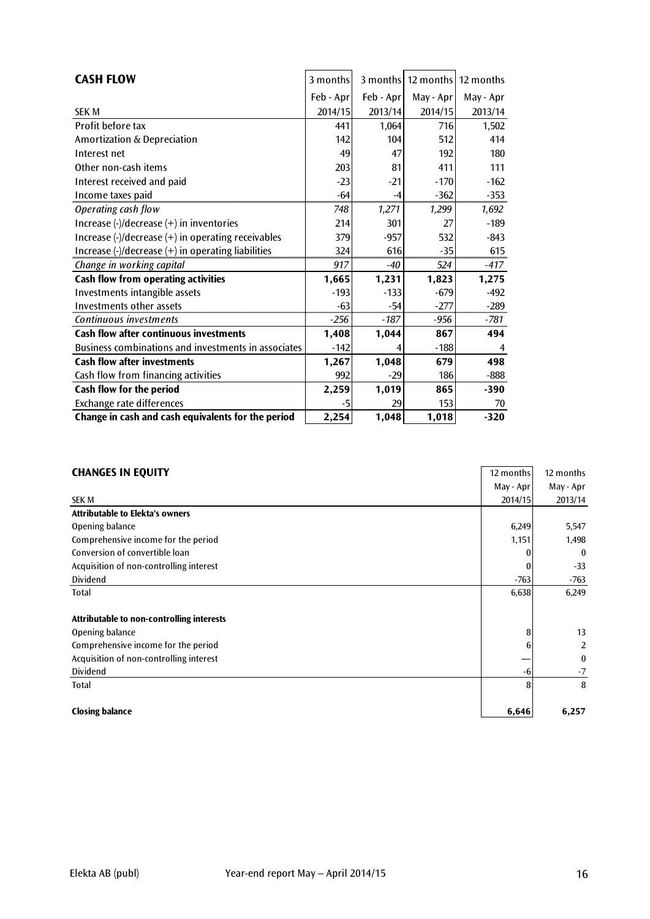## CASH FLOW

| SEK M | 3 months Feb - Apr 2014/15 | 3 months Feb - Apr 2013/14 | 12 months May - Apr 2014/15 | 12 months May - Apr 2013/14 |
|---|---|---|---|---|
| Profit before tax | 441 | 1,064 | 716 | 1,502 |
| Amortization & Depreciation | 142 | 104 | 512 | 414 |
| Interest net | 49 | 47 | 192 | 180 |
| Other non-cash items | 203 | 81 | 411 | 111 |
| Interest received and paid | -23 | -21 | -170 | -162 |
| Income taxes paid | -64 | -4 | -362 | -353 |
| *Operating cash flow* | *748* | *1,271* | *1,299* | *1,692* |
| Increase (-)/decrease (+) in inventories | 214 | 301 | 27 | -189 |
| Increase (-)/decrease (+) in operating receivables | 379 | -957 | 532 | -843 |
| Increase (-)/decrease (+) in operating liabilities | 324 | 616 | -35 | 615 |
| *Change in working capital* | *917* | *-40* | *524* | *-417* |
| **Cash flow from operating activities** | **1,665** | **1,231** | **1,823** | **1,275** |
| Investments intangible assets | -193 | -133 | -679 | -492 |
| Investments other assets | -63 | -54 | -277 | -289 |
| *Continuous investments* | *-256* | *-187* | *-956* | *-781* |
| **Cash flow after continuous investments** | **1,408** | **1,044** | **867** | **494** |
| Business combinations and investments in associates | -142 | 4 | -188 | 4 |
| **Cash flow after investments** | **1,267** | **1,048** | **679** | **498** |
| Cash flow from financing activities | 992 | -29 | 186 | -888 |
| **Cash flow for the period** | **2,259** | **1,019** | **865** | **-390** |
| Exchange rate differences | -5 | 29 | 153 | 70 |
| **Change in cash and cash equivalents for the period** | **2,254** | **1,048** | **1,018** | **-320** |

## CHANGES IN EQUITY

| SEK M | 12 months May - Apr 2014/15 | 12 months May - Apr 2013/14 |
|---|---|---|
| **Attributable to Elekta's owners** | | |
| Opening balance | 6,249 | 5,547 |
| Comprehensive income for the period | 1,151 | 1,498 |
| Conversion of convertible loan | 0 | 0 |
| Acquisition of non-controlling interest | 0 | -33 |
| Dividend | -763 | -763 |
| Total | 6,638 | 6,249 |
| | | |
| **Attributable to non-controlling interests** | | |
| Opening balance | 8 | 13 |
| Comprehensive income for the period | 6 | 2 |
| Acquisition of non-controlling interest | — | 0 |
| Dividend | -6 | -7 |
| Total | 8 | 8 |
| | | |
| **Closing balance** | **6,646** | **6,257** |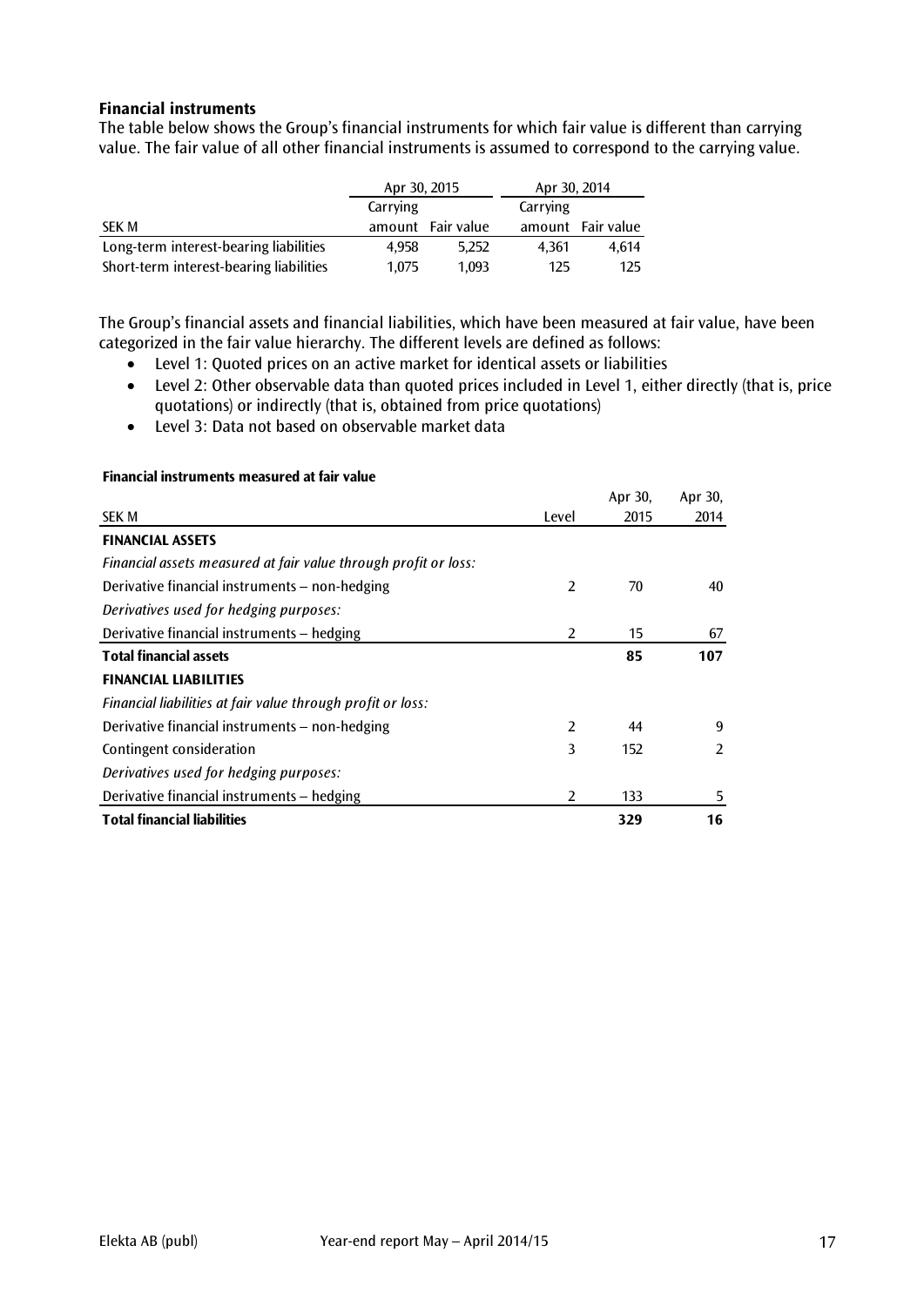### Financial instruments

The table below shows the Group's financial instruments for which fair value is different than carrying value. The fair value of all other financial instruments is assumed to correspond to the carrying value.

| | Apr 30, 2015 | | Apr 30, 2014 | |
|---|---|---|---|---|
| SEK M | Carrying amount | Fair value | Carrying amount | Fair value |
| Long-term interest-bearing liabilities | 4,958 | 5,252 | 4,361 | 4,614 |
| Short-term interest-bearing liabilities | 1,075 | 1,093 | 125 | 125 |

The Group's financial assets and financial liabilities, which have been measured at fair value, have been categorized in the fair value hierarchy. The different levels are defined as follows:

- Level 1: Quoted prices on an active market for identical assets or liabilities
- Level 2: Other observable data than quoted prices included in Level 1, either directly (that is, price quotations) or indirectly (that is, obtained from price quotations)
- Level 3: Data not based on observable market data

**Financial instruments measured at fair value**

| SEK M | Level | Apr 30, 2015 | Apr 30, 2014 |
|---|---|---|---|
| **FINANCIAL ASSETS** | | | |
| *Financial assets measured at fair value through profit or loss:* | | | |
| Derivative financial instruments – non-hedging | 2 | 70 | 40 |
| *Derivatives used for hedging purposes:* | | | |
| Derivative financial instruments – hedging | 2 | 15 | 67 |
| **Total financial assets** | | **85** | **107** |
| **FINANCIAL LIABILITIES** | | | |
| *Financial liabilities at fair value through profit or loss:* | | | |
| Derivative financial instruments – non-hedging | 2 | 44 | 9 |
| Contingent consideration | 3 | 152 | 2 |
| *Derivatives used for hedging purposes:* | | | |
| Derivative financial instruments – hedging | 2 | 133 | 5 |
| **Total financial liabilities** | | **329** | **16** |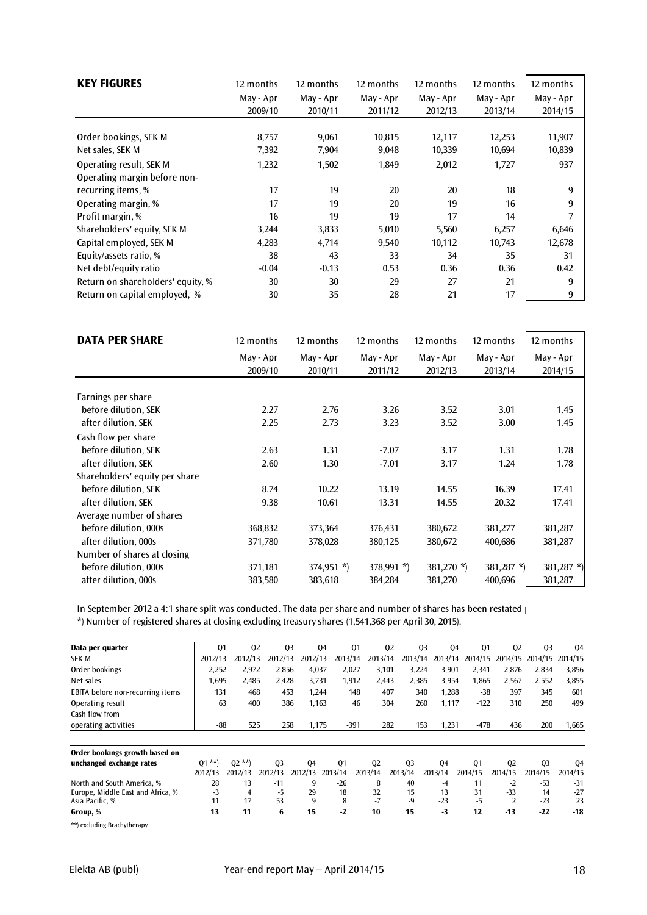## KEY FIGURES

| | 12 months May - Apr 2009/10 | 12 months May - Apr 2010/11 | 12 months May - Apr 2011/12 | 12 months May - Apr 2012/13 | 12 months May - Apr 2013/14 | 12 months May - Apr 2014/15 |
|---|---|---|---|---|---|---|
| Order bookings, SEK M | 8,757 | 9,061 | 10,815 | 12,117 | 12,253 | 11,907 |
| Net sales, SEK M | 7,392 | 7,904 | 9,048 | 10,339 | 10,694 | 10,839 |
| Operating result, SEK M | 1,232 | 1,502 | 1,849 | 2,012 | 1,727 | 937 |
| Operating margin before non-recurring items, % | 17 | 19 | 20 | 20 | 18 | 9 |
| Operating margin, % | 17 | 19 | 20 | 19 | 16 | 9 |
| Profit margin, % | 16 | 19 | 19 | 17 | 14 | 7 |
| Shareholders' equity, SEK M | 3,244 | 3,833 | 5,010 | 5,560 | 6,257 | 6,646 |
| Capital employed, SEK M | 4,283 | 4,714 | 9,540 | 10,112 | 10,743 | 12,678 |
| Equity/assets ratio, % | 38 | 43 | 33 | 34 | 35 | 31 |
| Net debt/equity ratio | -0.04 | -0.13 | 0.53 | 0.36 | 0.36 | 0.42 |
| Return on shareholders' equity, % | 30 | 30 | 29 | 27 | 21 | 9 |
| Return on capital employed, % | 30 | 35 | 28 | 21 | 17 | 9 |

## DATA PER SHARE

| | 12 months May - Apr 2009/10 | 12 months May - Apr 2010/11 | 12 months May - Apr 2011/12 | 12 months May - Apr 2012/13 | 12 months May - Apr 2013/14 | 12 months May - Apr 2014/15 |
|---|---|---|---|---|---|---|
| Earnings per share | | | | | | |
| before dilution, SEK | 2.27 | 2.76 | 3.26 | 3.52 | 3.01 | 1.45 |
| after dilution, SEK | 2.25 | 2.73 | 3.23 | 3.52 | 3.00 | 1.45 |
| Cash flow per share | | | | | | |
| before dilution, SEK | 2.63 | 1.31 | -7.07 | 3.17 | 1.31 | 1.78 |
| after dilution, SEK | 2.60 | 1.30 | -7.01 | 3.17 | 1.24 | 1.78 |
| Shareholders' equity per share | | | | | | |
| before dilution, SEK | 8.74 | 10.22 | 13.19 | 14.55 | 16.39 | 17.41 |
| after dilution, SEK | 9.38 | 10.61 | 13.31 | 14.55 | 20.32 | 17.41 |
| Average number of shares | | | | | | |
| before dilution, 000s | 368,832 | 373,364 | 376,431 | 380,672 | 381,277 | 381,287 |
| after dilution, 000s | 371,780 | 378,028 | 380,125 | 380,672 | 400,686 | 381,287 |
| Number of shares at closing | | | | | | |
| before dilution, 000s | 371,181 | 374,951 *) | 378,991 *) | 381,270 *) | 381,287 *) | 381,287 *) |
| after dilution, 000s | 383,580 | 383,618 | 384,284 | 381,270 | 400,696 | 381,287 |

In September 2012 a 4:1 share split was conducted. The data per share and number of shares has been restated

*) Number of registered shares at closing excluding treasury shares (1,541,368 per April 30, 2015).

| Data per quarter SEK M | Q1 2012/13 | Q2 2012/13 | Q3 2012/13 | Q4 2012/13 | Q1 2013/14 | Q2 2013/14 | Q3 2013/14 | Q4 2013/14 | Q1 2014/15 | Q2 2014/15 | Q3 2014/15 | Q4 2014/15 |
|---|---|---|---|---|---|---|---|---|---|---|---|---|
| Order bookings | 2,252 | 2,972 | 2,856 | 4,037 | 2,027 | 3,101 | 3,224 | 3,901 | 2,341 | 2,876 | 2,834 | 3,856 |
| Net sales | 1,695 | 2,485 | 2,428 | 3,731 | 1,912 | 2,443 | 2,385 | 3,954 | 1,865 | 2,567 | 2,552 | 3,855 |
| EBITA before non-recurring items | 131 | 468 | 453 | 1,244 | 148 | 407 | 340 | 1,288 | -38 | 397 | 345 | 601 |
| Operating result | 63 | 400 | 386 | 1,163 | 46 | 304 | 260 | 1,117 | -122 | 310 | 250 | 499 |
| Cash flow from operating activities | -88 | 525 | 258 | 1,175 | -391 | 282 | 153 | 1,231 | -478 | 436 | 200 | 1,665 |

| Order bookings growth based on unchanged exchange rates | Q1 **) 2012/13 | Q2 **) 2012/13 | Q3 2012/13 | Q4 2012/13 | Q1 2013/14 | Q2 2013/14 | Q3 2013/14 | Q4 2013/14 | Q1 2014/15 | Q2 2014/15 | Q3 2014/15 | Q4 2014/15 |
|---|---|---|---|---|---|---|---|---|---|---|---|---|
| North and South America, % | 28 | 13 | -11 | 9 | -26 | 8 | 40 | -4 | 11 | -2 | -53 | -31 |
| Europe, Middle East and Africa, % | -3 | 4 | -5 | 29 | 18 | 32 | 15 | 13 | 31 | -33 | 14 | -27 |
| Asia Pacific, % | 11 | 17 | 53 | 9 | 8 | -7 | -9 | -23 | -5 | 2 | -23 | 23 |
| **Group, %** | **13** | **11** | **6** | **15** | **-2** | **10** | **15** | **-3** | **12** | **-13** | **-22** | **-18** |

**) excluding Brachytherapy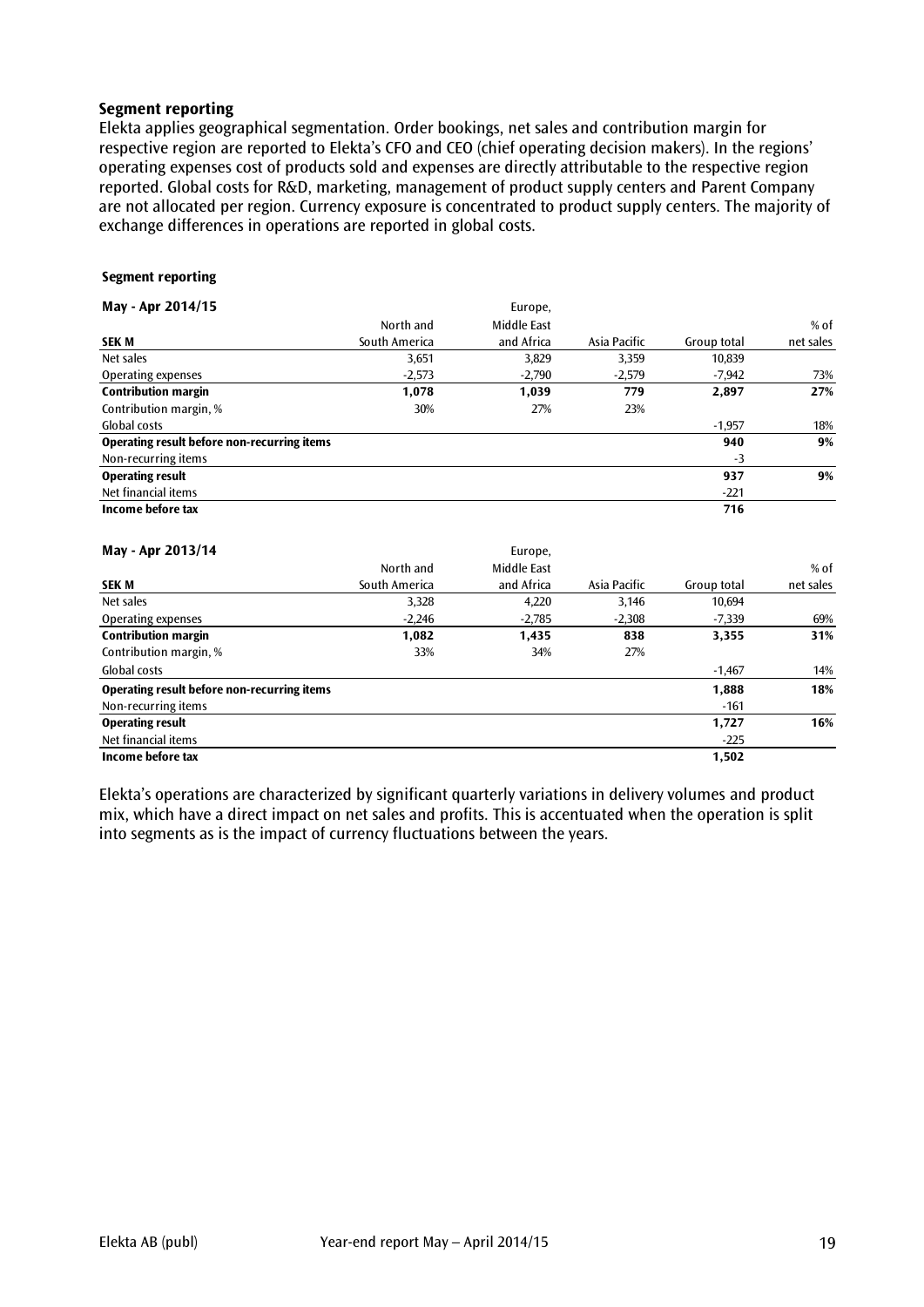## Segment reporting

Elekta applies geographical segmentation. Order bookings, net sales and contribution margin for respective region are reported to Elekta's CFO and CEO (chief operating decision makers). In the regions' operating expenses cost of products sold and expenses are directly attributable to the respective region reported. Global costs for R&D, marketing, management of product supply centers and Parent Company are not allocated per region. Currency exposure is concentrated to product supply centers. The majority of exchange differences in operations are reported in global costs.

**Segment reporting**

**May - Apr 2014/15**

| SEK M | North and South America | Europe, Middle East and Africa | Asia Pacific | Group total | % of net sales |
|---|---|---|---|---|---|
| Net sales | 3,651 | 3,829 | 3,359 | 10,839 | |
| Operating expenses | -2,573 | -2,790 | -2,579 | -7,942 | 73% |
| **Contribution margin** | **1,078** | **1,039** | **779** | **2,897** | **27%** |
| Contribution margin, % | 30% | 27% | 23% | | |
| Global costs | | | | -1,957 | 18% |
| **Operating result before non-recurring items** | | | | **940** | **9%** |
| Non-recurring items | | | | -3 | |
| **Operating result** | | | | **937** | **9%** |
| Net financial items | | | | -221 | |
| **Income before tax** | | | | **716** | |

**May - Apr 2013/14**

| SEK M | North and South America | Europe, Middle East and Africa | Asia Pacific | Group total | % of net sales |
|---|---|---|---|---|---|
| Net sales | 3,328 | 4,220 | 3,146 | 10,694 | |
| Operating expenses | -2,246 | -2,785 | -2,308 | -7,339 | 69% |
| **Contribution margin** | **1,082** | **1,435** | **838** | **3,355** | **31%** |
| Contribution margin, % | 33% | 34% | 27% | | |
| Global costs | | | | -1,467 | 14% |
| **Operating result before non-recurring items** | | | | **1,888** | **18%** |
| Non-recurring items | | | | -161 | |
| **Operating result** | | | | **1,727** | **16%** |
| Net financial items | | | | -225 | |
| **Income before tax** | | | | **1,502** | |

Elekta's operations are characterized by significant quarterly variations in delivery volumes and product mix, which have a direct impact on net sales and profits. This is accentuated when the operation is split into segments as is the impact of currency fluctuations between the years.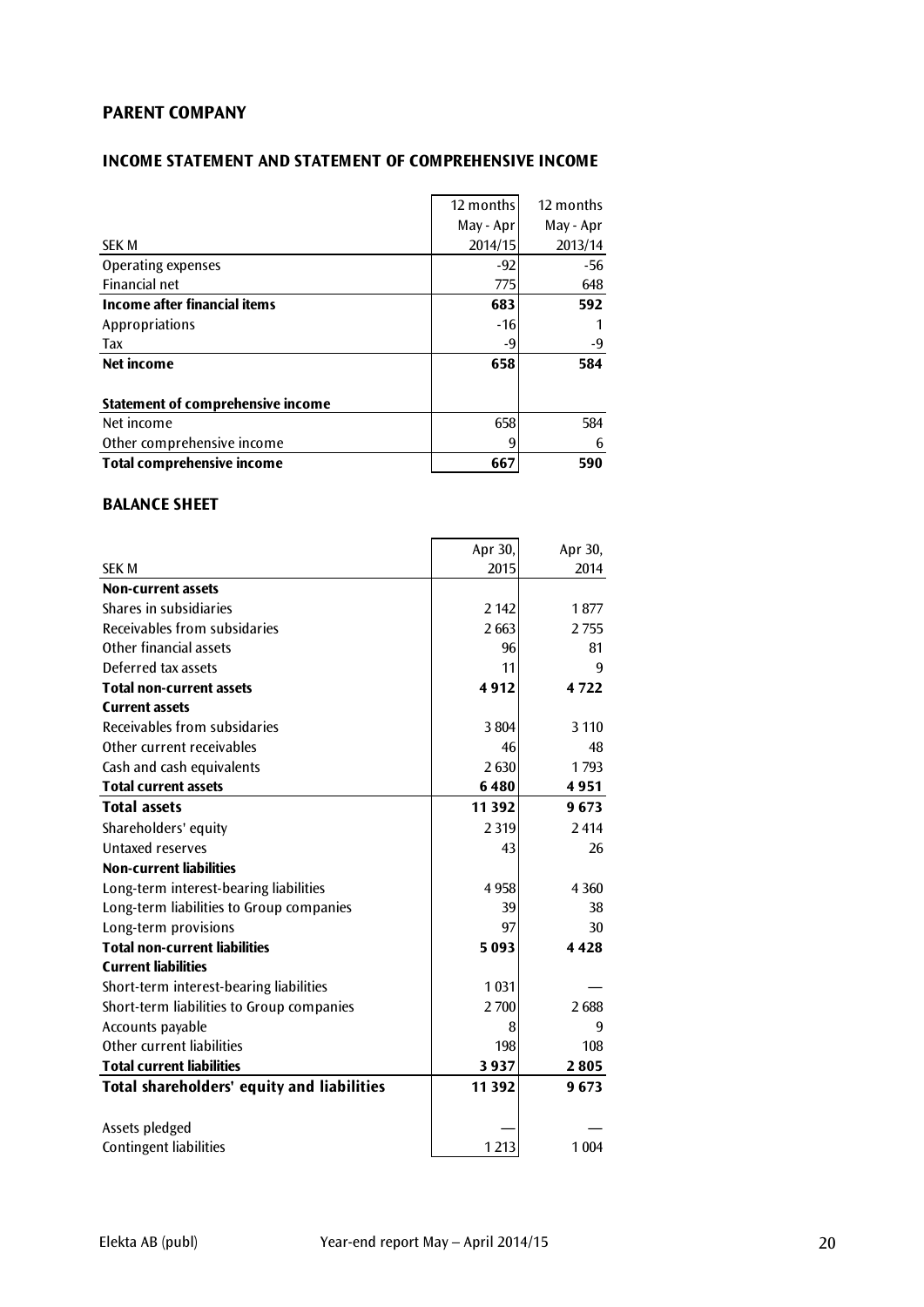## PARENT COMPANY

### INCOME STATEMENT AND STATEMENT OF COMPREHENSIVE INCOME

| SEK M | 12 months May - Apr 2014/15 | 12 months May - Apr 2013/14 |
|---|---|---|
| Operating expenses | -92 | -56 |
| Financial net | 775 | 648 |
| **Income after financial items** | **683** | **592** |
| Appropriations | -16 | 1 |
| Tax | -9 | -9 |
| **Net income** | **658** | **584** |
| | | |
| **Statement of comprehensive income** | | |
| Net income | 658 | 584 |
| Other comprehensive income | 9 | 6 |
| **Total comprehensive income** | **667** | **590** |

### BALANCE SHEET

| SEK M | Apr 30, 2015 | Apr 30, 2014 |
|---|---|---|
| **Non-current assets** | | |
| Shares in subsidiaries | 2 142 | 1 877 |
| Receivables from subsidaries | 2 663 | 2 755 |
| Other financial assets | 96 | 81 |
| Deferred tax assets | 11 | 9 |
| **Total non-current assets** | **4 912** | **4 722** |
| **Current assets** | | |
| Receivables from subsidaries | 3 804 | 3 110 |
| Other current receivables | 46 | 48 |
| Cash and cash equivalents | 2 630 | 1 793 |
| **Total current assets** | **6 480** | **4 951** |
| **Total assets** | **11 392** | **9 673** |
| Shareholders' equity | 2 319 | 2 414 |
| Untaxed reserves | 43 | 26 |
| **Non-current liabilities** | | |
| Long-term interest-bearing liabilities | 4 958 | 4 360 |
| Long-term liabilities to Group companies | 39 | 38 |
| Long-term provisions | 97 | 30 |
| **Total non-current liabilities** | **5 093** | **4 428** |
| **Current liabilities** | | |
| Short-term interest-bearing liabilities | 1 031 | — |
| Short-term liabilities to Group companies | 2 700 | 2 688 |
| Accounts payable | 8 | 9 |
| Other current liabilities | 198 | 108 |
| **Total current liabilities** | **3 937** | **2 805** |
| **Total shareholders' equity and liabilities** | **11 392** | **9 673** |
| | | |
| Assets pledged | — | — |
| Contingent liabilities | 1 213 | 1 004 |